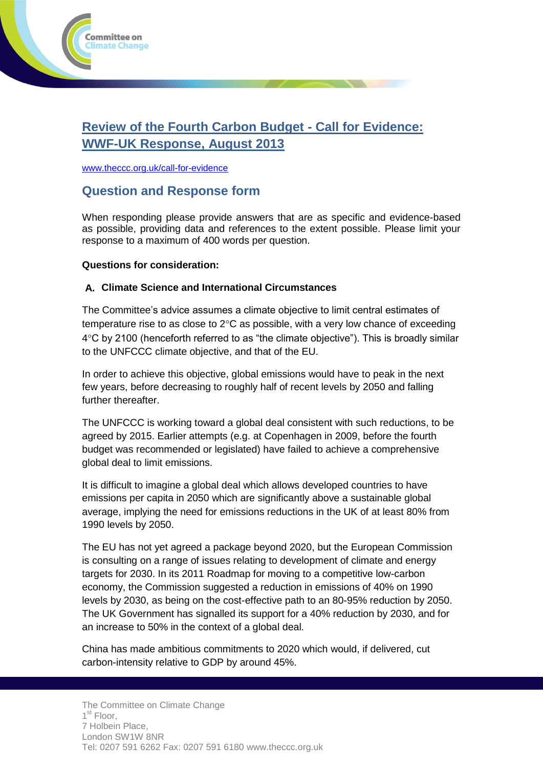# Review of the Fourth Carbon Budget - Call for Evidence: WWF-UK Response, August 2013

www.theccc.org.uk/call-for-evidence

## Question and Response form

When responding please provide answers that are as specific and evidence-based as possible, providing data and references to the extent possible. Please limit your response to a maximum of 400 words per question.

**Questions for consideration:**

### A. Climate Science and International Circumstances

The Committee's advice assumes a climate objective to limit central estimates of temperature rise to as close to 2°C as possible, with a very low chance of exceeding 4°C by 2100 (henceforth referred to as "the climate objective"). This is broadly similar to the UNFCCC climate objective, and that of the EU.

In order to achieve this objective, global emissions would have to peak in the next few years, before decreasing to roughly half of recent levels by 2050 and falling further thereafter.

The UNFCCC is working toward a global deal consistent with such reductions, to be agreed by 2015. Earlier attempts (e.g. at Copenhagen in 2009, before the fourth budget was recommended or legislated) have failed to achieve a comprehensive global deal to limit emissions.

It is difficult to imagine a global deal which allows developed countries to have emissions per capita in 2050 which are significantly above a sustainable global average, implying the need for emissions reductions in the UK of at least 80% from 1990 levels by 2050.

The EU has not yet agreed a package beyond 2020, but the European Commission is consulting on a range of issues relating to development of climate and energy targets for 2030. In its 2011 Roadmap for moving to a competitive low-carbon economy, the Commission suggested a reduction in emissions of 40% on 1990 levels by 2030, as being on the cost-effective path to an 80-95% reduction by 2050. The UK Government has signalled its support for a 40% reduction by 2030, and for an increase to 50% in the context of a global deal.

China has made ambitious commitments to 2020 which would, if delivered, cut carbon-intensity relative to GDP by around 45%.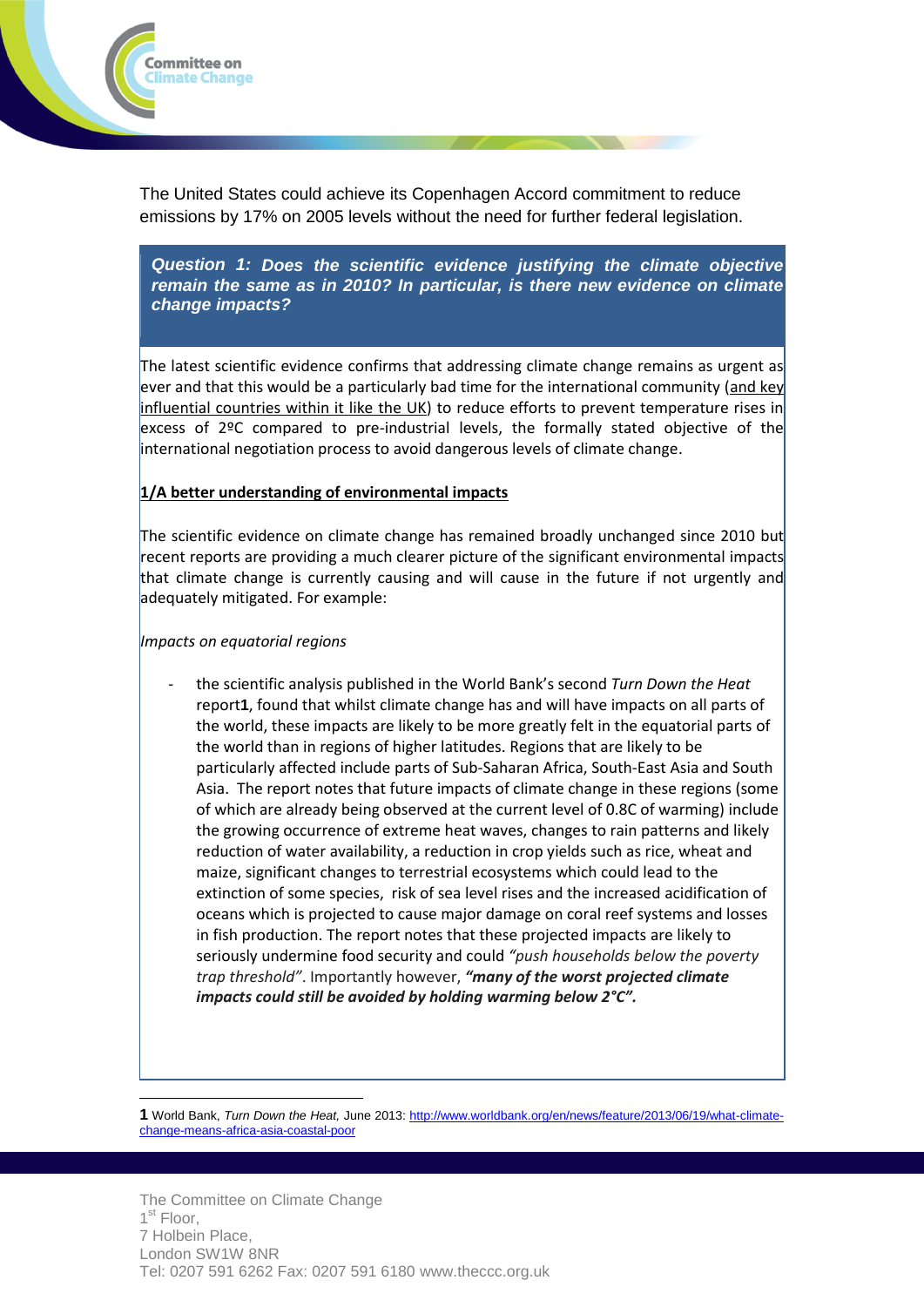The United States could achieve its Copenhagen Accord commitment to reduce emissions by 17% on 2005 levels without the need for further federal legislation.

***Question 1: Does the scientific evidence justifying the climate objective remain the same as in 2010? In particular, is there new evidence on climate change impacts?***

The latest scientific evidence confirms that addressing climate change remains as urgent as ever and that this would be a particularly bad time for the international community (and key influential countries within it like the UK) to reduce efforts to prevent temperature rises in excess of 2ºC compared to pre-industrial levels, the formally stated objective of the international negotiation process to avoid dangerous levels of climate change.

**1/A better understanding of environmental impacts**

The scientific evidence on climate change has remained broadly unchanged since 2010 but recent reports are providing a much clearer picture of the significant environmental impacts that climate change is currently causing and will cause in the future if not urgently and adequately mitigated. For example:

*Impacts on equatorial regions*

- the scientific analysis published in the World Bank's second *Turn Down the Heat* report**1**, found that whilst climate change has and will have impacts on all parts of the world, these impacts are likely to be more greatly felt in the equatorial parts of the world than in regions of higher latitudes. Regions that are likely to be particularly affected include parts of Sub-Saharan Africa, South-East Asia and South Asia. The report notes that future impacts of climate change in these regions (some of which are already being observed at the current level of 0.8C of warming) include the growing occurrence of extreme heat waves, changes to rain patterns and likely reduction of water availability, a reduction in crop yields such as rice, wheat and maize, significant changes to terrestrial ecosystems which could lead to the extinction of some species, risk of sea level rises and the increased acidification of oceans which is projected to cause major damage on coral reef systems and losses in fish production. The report notes that these projected impacts are likely to seriously undermine food security and could *"push households below the poverty trap threshold"*. Importantly however, ***"many of the worst projected climate impacts could still be avoided by holding warming below 2°C".***

**1** World Bank, *Turn Down the Heat,* June 2013: http://www.worldbank.org/en/news/feature/2013/06/19/what-climate-change-means-africa-asia-coastal-poor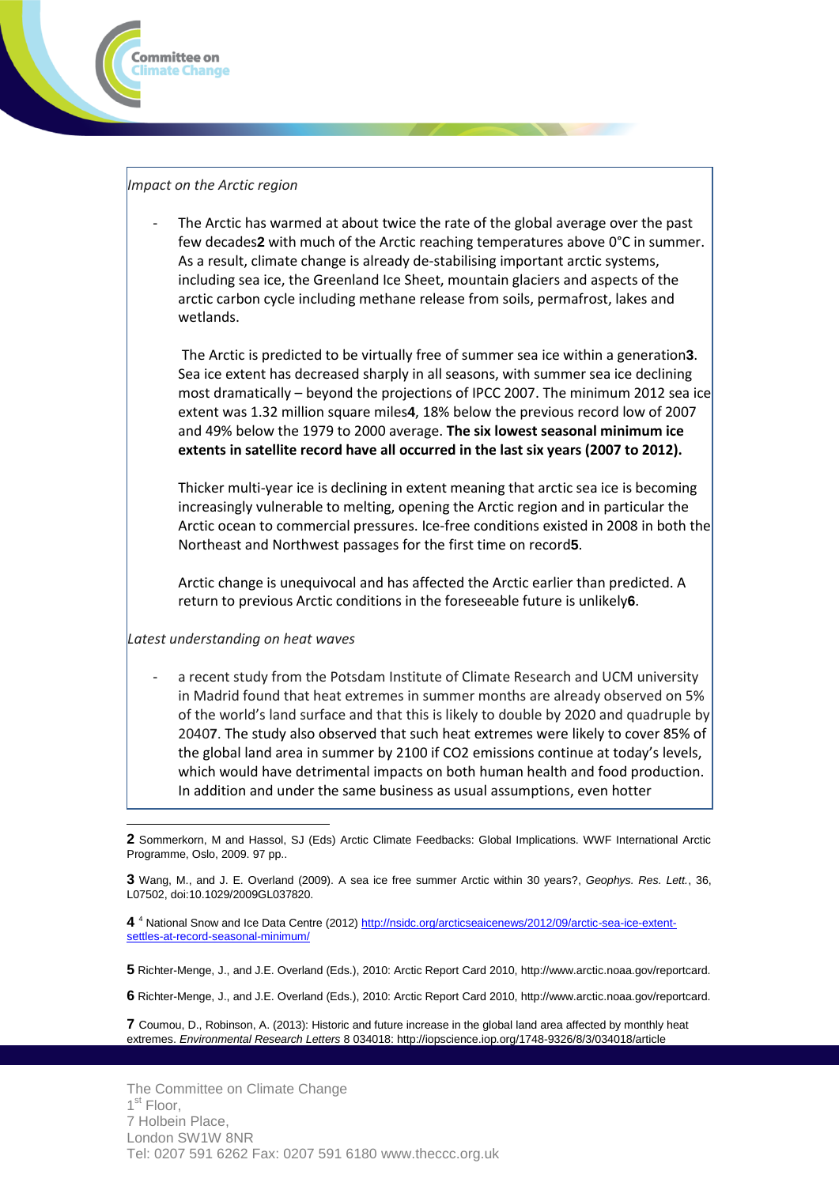*Impact on the Arctic region*

- The Arctic has warmed at about twice the rate of the global average over the past few decades[2] with much of the Arctic reaching temperatures above 0°C in summer. As a result, climate change is already de-stabilising important arctic systems, including sea ice, the Greenland Ice Sheet, mountain glaciers and aspects of the arctic carbon cycle including methane release from soils, permafrost, lakes and wetlands.

  The Arctic is predicted to be virtually free of summer sea ice within a generation[3]. Sea ice extent has decreased sharply in all seasons, with summer sea ice declining most dramatically – beyond the projections of IPCC 2007. The minimum 2012 sea ice extent was 1.32 million square miles[4], 18% below the previous record low of 2007 and 49% below the 1979 to 2000 average. **The six lowest seasonal minimum ice extents in satellite record have all occurred in the last six years (2007 to 2012).**

  Thicker multi-year ice is declining in extent meaning that arctic sea ice is becoming increasingly vulnerable to melting, opening the Arctic region and in particular the Arctic ocean to commercial pressures. Ice-free conditions existed in 2008 in both the Northeast and Northwest passages for the first time on record[5].

  Arctic change is unequivocal and has affected the Arctic earlier than predicted. A return to previous Arctic conditions in the foreseeable future is unlikely[6].

*Latest understanding on heat waves*

- a recent study from the Potsdam Institute of Climate Research and UCM university in Madrid found that heat extremes in summer months are already observed on 5% of the world's land surface and that this is likely to double by 2020 and quadruple by 2040[7]. The study also observed that such heat extremes were likely to cover 85% of the global land area in summer by 2100 if $CO_2$ emissions continue at today's levels, which would have detrimental impacts on both human health and food production. In addition and under the same business as usual assumptions, even hotter

---

**2** Sommerkorn, M and Hassol, SJ (Eds) Arctic Climate Feedbacks: Global Implications. WWF International Arctic Programme, Oslo, 2009. 97 pp..

**3** Wang, M., and J. E. Overland (2009). A sea ice free summer Arctic within 30 years?, *Geophys. Res. Lett.*, 36, L07502, doi:10.1029/2009GL037820.

**4** [4] National Snow and Ice Data Centre (2012) http://nsidc.org/arcticseaicenews/2012/09/arctic-sea-ice-extent-settles-at-record-seasonal-minimum/

**5** Richter-Menge, J., and J.E. Overland (Eds.), 2010: Arctic Report Card 2010, http://www.arctic.noaa.gov/reportcard.

**6** Richter-Menge, J., and J.E. Overland (Eds.), 2010: Arctic Report Card 2010, http://www.arctic.noaa.gov/reportcard.

**7** Coumou, D., Robinson, A. (2013): Historic and future increase in the global land area affected by monthly heat extremes. *Environmental Research Letters* 8 034018: http://iopscience.iop.org/1748-9326/8/3/034018/article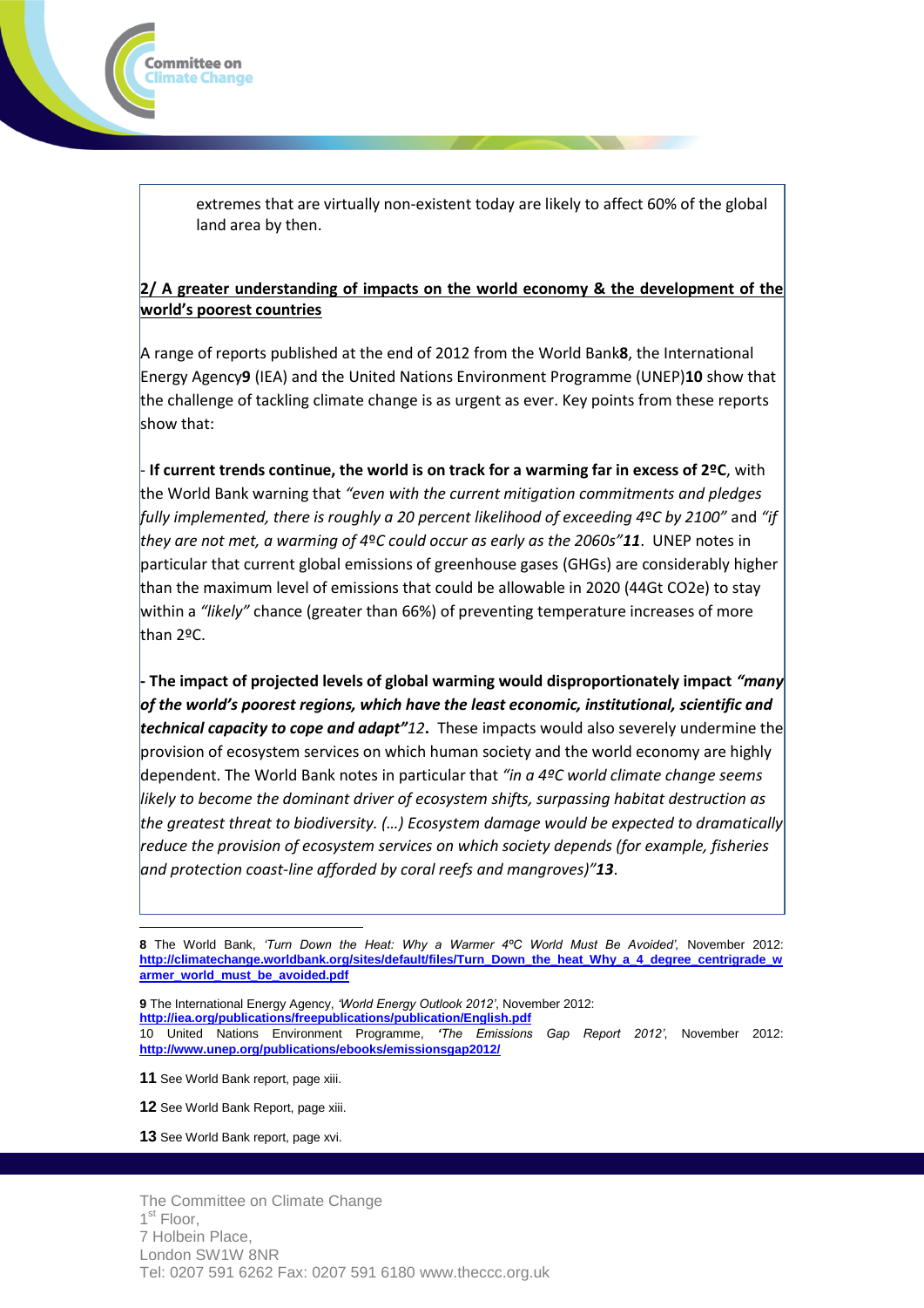extremes that are virtually non-existent today are likely to affect 60% of the global land area by then.

**2/ A greater understanding of impacts on the world economy & the development of the world's poorest countries**

A range of reports published at the end of 2012 from the World Bank**8**, the International Energy Agency**9** (IEA) and the United Nations Environment Programme (UNEP)**10** show that the challenge of tackling climate change is as urgent as ever. Key points from these reports show that:

- **If current trends continue, the world is on track for a warming far in excess of 2ºC**, with the World Bank warning that *"even with the current mitigation commitments and pledges fully implemented, there is roughly a 20 percent likelihood of exceeding 4ºC by 2100"* and *"if they are not met, a warming of 4ºC could occur as early as the 2060s"**11***. UNEP notes in particular that current global emissions of greenhouse gases (GHGs) are considerably higher than the maximum level of emissions that could be allowable in 2020 (44Gt $CO_2e$) to stay within a *"likely"* chance (greater than 66%) of preventing temperature increases of more than 2ºC.

- **The impact of projected levels of global warming would disproportionately impact *"many of the world's poorest regions, which have the least economic, institutional, scientific and technical capacity to cope and adapt"12*.** These impacts would also severely undermine the provision of ecosystem services on which human society and the world economy are highly dependent. The World Bank notes in particular that *"in a 4ºC world climate change seems likely to become the dominant driver of ecosystem shifts, surpassing habitat destruction as the greatest threat to biodiversity. (…) Ecosystem damage would be expected to dramatically reduce the provision of ecosystem services on which society depends (for example, fisheries and protection coast-line afforded by coral reefs and mangroves)"**13***.

---

**8** The World Bank, *'Turn Down the Heat: Why a Warmer 4ºC World Must Be Avoided'*, November 2012: http://climatechange.worldbank.org/sites/default/files/Turn_Down_the_heat_Why_a_4_degree_centrigrade_warmer_world_must_be_avoided.pdf

**9** The International Energy Agency, *'World Energy Outlook 2012'*, November 2012: http://iea.org/publications/freepublications/publication/English.pdf

10 United Nations Environment Programme, *'The Emissions Gap Report 2012'*, November 2012: http://www.unep.org/publications/ebooks/emissionsgap2012/

**11** See World Bank report, page xiii.

**12** See World Bank Report, page xiii.

**13** See World Bank report, page xvi.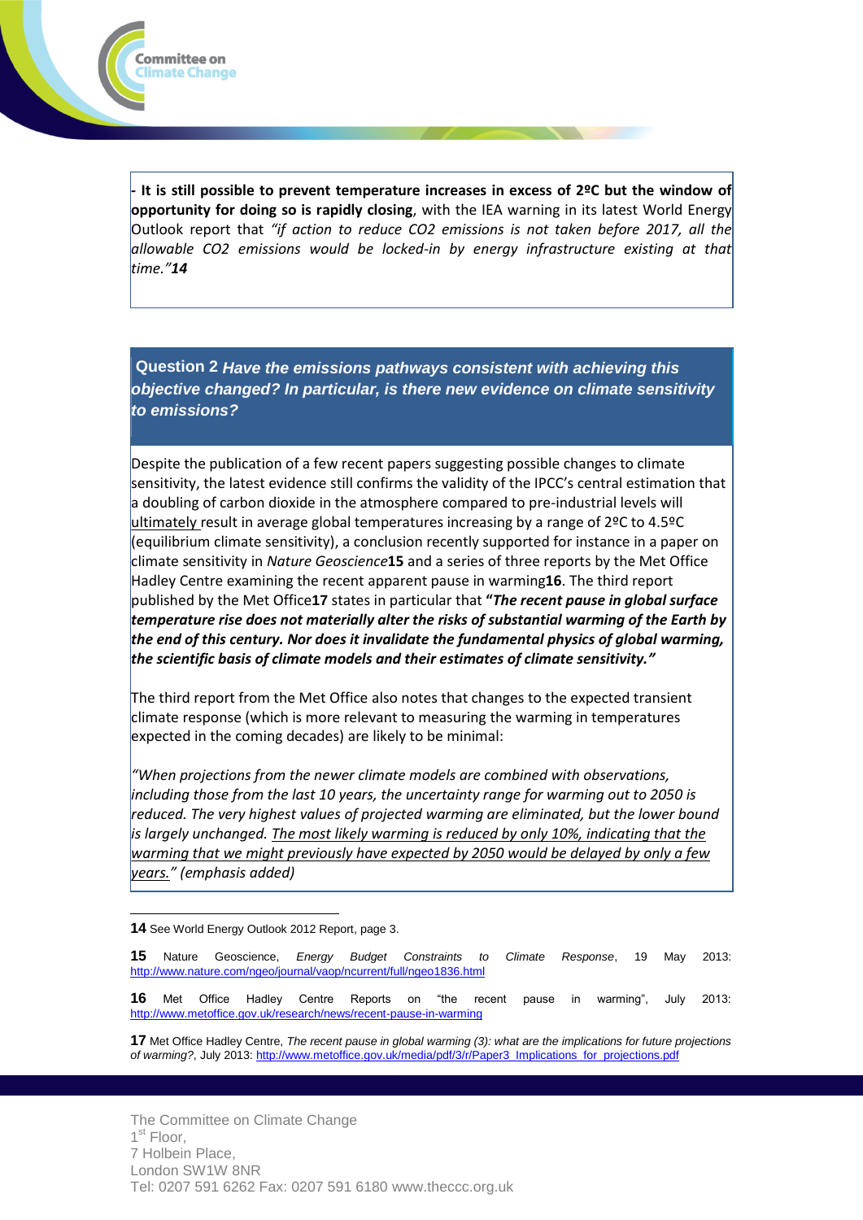**- It is still possible to prevent temperature increases in excess of 2ºC but the window of opportunity for doing so is rapidly closing**, with the IEA warning in its latest World Energy Outlook report that *"if action to reduce CO2 emissions is not taken before 2017, all the allowable CO2 emissions would be locked-in by energy infrastructure existing at that time."***14**

### Question 2 *Have the emissions pathways consistent with achieving this objective changed? In particular, is there new evidence on climate sensitivity to emissions?*

Despite the publication of a few recent papers suggesting possible changes to climate sensitivity, the latest evidence still confirms the validity of the IPCC's central estimation that a doubling of carbon dioxide in the atmosphere compared to pre-industrial levels will ultimately result in average global temperatures increasing by a range of 2ºC to 4.5ºC (equilibrium climate sensitivity), a conclusion recently supported for instance in a paper on climate sensitivity in *Nature Geoscience***15** and a series of three reports by the Met Office Hadley Centre examining the recent apparent pause in warming**16**. The third report published by the Met Office**17** states in particular that ***"The recent pause in global surface temperature rise does not materially alter the risks of substantial warming of the Earth by the end of this century. Nor does it invalidate the fundamental physics of global warming, the scientific basis of climate models and their estimates of climate sensitivity."***

The third report from the Met Office also notes that changes to the expected transient climate response (which is more relevant to measuring the warming in temperatures expected in the coming decades) are likely to be minimal:

*"When projections from the newer climate models are combined with observations, including those from the last 10 years, the uncertainty range for warming out to 2050 is reduced. The very highest values of projected warming are eliminated, but the lower bound is largely unchanged. The most likely warming is reduced by only 10%, indicating that the warming that we might previously have expected by 2050 would be delayed by only a few years."* (emphasis added)

---

**14** See World Energy Outlook 2012 Report, page 3.

**15** Nature Geoscience, *Energy Budget Constraints to Climate Response*, 19 May 2013: http://www.nature.com/ngeo/journal/vaop/ncurrent/full/ngeo1836.html

**16** Met Office Hadley Centre Reports on "the recent pause in warming", July 2013: http://www.metoffice.gov.uk/research/news/recent-pause-in-warming

**17** Met Office Hadley Centre, *The recent pause in global warming (3): what are the implications for future projections of warming?*, July 2013: http://www.metoffice.gov.uk/media/pdf/3/r/Paper3_Implications_for_projections.pdf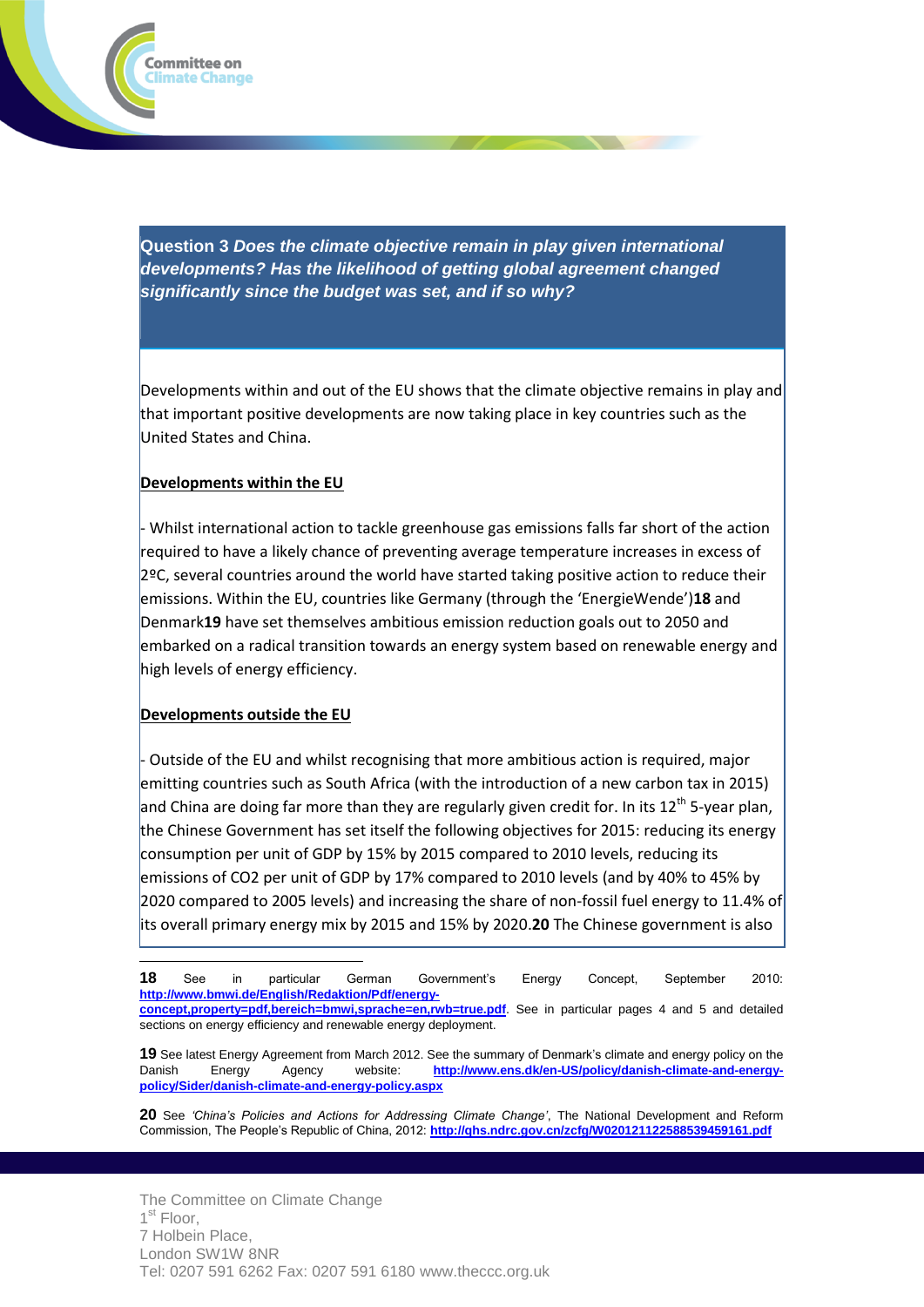**Question 3** ***Does the climate objective remain in play given international developments? Has the likelihood of getting global agreement changed significantly since the budget was set, and if so why?***

Developments within and out of the EU shows that the climate objective remains in play and that important positive developments are now taking place in key countries such as the United States and China.

**Developments within the EU**

- Whilst international action to tackle greenhouse gas emissions falls far short of the action required to have a likely chance of preventing average temperature increases in excess of 2ºC, several countries around the world have started taking positive action to reduce their emissions. Within the EU, countries like Germany (through the 'EnergieWende')[18] and Denmark[19] have set themselves ambitious emission reduction goals out to 2050 and embarked on a radical transition towards an energy system based on renewable energy and high levels of energy efficiency.

**Developments outside the EU**

- Outside of the EU and whilst recognising that more ambitious action is required, major emitting countries such as South Africa (with the introduction of a new carbon tax in 2015) and China are doing far more than they are regularly given credit for. In its 12th 5-year plan, the Chinese Government has set itself the following objectives for 2015: reducing its energy consumption per unit of GDP by 15% by 2015 compared to 2010 levels, reducing its emissions of $CO_2$ per unit of GDP by 17% compared to 2010 levels (and by 40% to 45% by 2020 compared to 2005 levels) and increasing the share of non-fossil fuel energy to 11.4% of its overall primary energy mix by 2015 and 15% by 2020.[20] The Chinese government is also

---

**18** See in particular German Government's Energy Concept, September 2010: http://www.bmwi.de/English/Redaktion/Pdf/energy-concept,property=pdf,bereich=bmwi,sprache=en,rwb=true.pdf. See in particular pages 4 and 5 and detailed sections on energy efficiency and renewable energy deployment.

**19** See latest Energy Agreement from March 2012. See the summary of Denmark's climate and energy policy on the Danish Energy Agency website: http://www.ens.dk/en-US/policy/danish-climate-and-energy-policy/Sider/danish-climate-and-energy-policy.aspx

**20** See *'China's Policies and Actions for Addressing Climate Change'*, The National Development and Reform Commission, The People's Republic of China, 2012: http://qhs.ndrc.gov.cn/zcfg/W020121122588539459161.pdf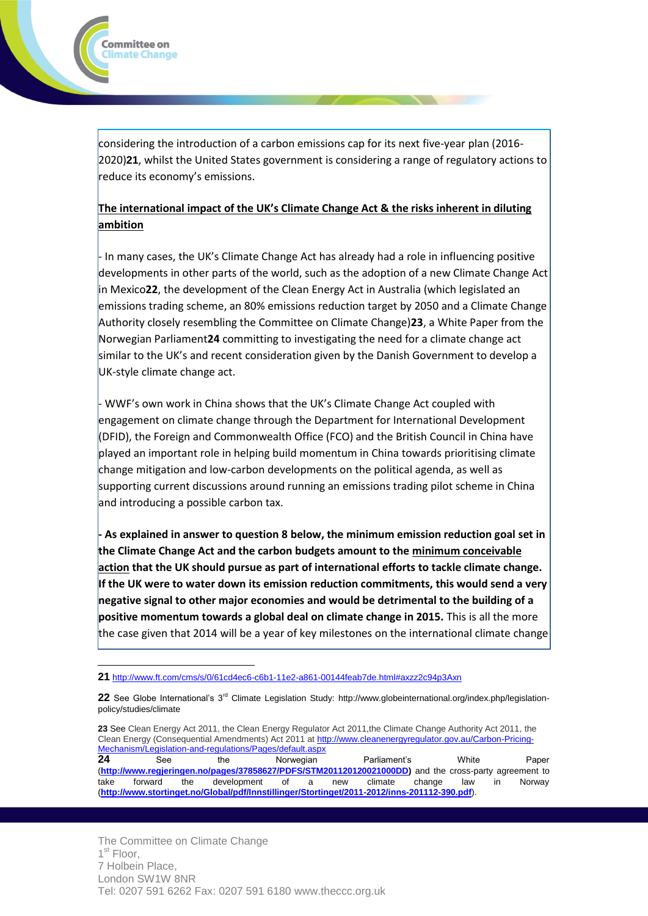considering the introduction of a carbon emissions cap for its next five-year plan (2016-2020)**21**, whilst the United States government is considering a range of regulatory actions to reduce its economy's emissions.

**The international impact of the UK's Climate Change Act & the risks inherent in diluting ambition**

- In many cases, the UK's Climate Change Act has already had a role in influencing positive developments in other parts of the world, such as the adoption of a new Climate Change Act in Mexico**22**, the development of the Clean Energy Act in Australia (which legislated an emissions trading scheme, an 80% emissions reduction target by 2050 and a Climate Change Authority closely resembling the Committee on Climate Change)**23**, a White Paper from the Norwegian Parliament**24** committing to investigating the need for a climate change act similar to the UK's and recent consideration given by the Danish Government to develop a UK-style climate change act.

- WWF's own work in China shows that the UK's Climate Change Act coupled with engagement on climate change through the Department for International Development (DFID), the Foreign and Commonwealth Office (FCO) and the British Council in China have played an important role in helping build momentum in China towards prioritising climate change mitigation and low-carbon developments on the political agenda, as well as supporting current discussions around running an emissions trading pilot scheme in China and introducing a possible carbon tax.

**- As explained in answer to question 8 below, the minimum emission reduction goal set in the Climate Change Act and the carbon budgets amount to the minimum conceivable action that the UK should pursue as part of international efforts to tackle climate change. If the UK were to water down its emission reduction commitments, this would send a very negative signal to other major economies and would be detrimental to the building of a positive momentum towards a global deal on climate change in 2015.** This is all the more the case given that 2014 will be a year of key milestones on the international climate change

---

**21** http://www.ft.com/cms/s/0/61cd4ec6-c6b1-11e2-a861-00144feab7de.html#axzz2c94p3Axn

**22** See Globe International's 3rd Climate Legislation Study: http://www.globeinternational.org/index.php/legislation-policy/studies/climate

**23** See Clean Energy Act 2011, the Clean Energy Regulator Act 2011,the Climate Change Authority Act 2011, the Clean Energy (Consequential Amendments) Act 2011 at http://www.cleanenergyregulator.gov.au/Carbon-Pricing-Mechanism/Legislation-and-regulations/Pages/default.aspx

**24** See the Norwegian Parliament's White Paper (**http://www.regjeringen.no/pages/37858627/PDFS/STM201120120021000DD**) and the cross-party agreement to take forward the development of a new climate change law in Norway (**http://www.stortinget.no/Global/pdf/Innstillinger/Stortinget/2011-2012/inns-201112-390.pdf**).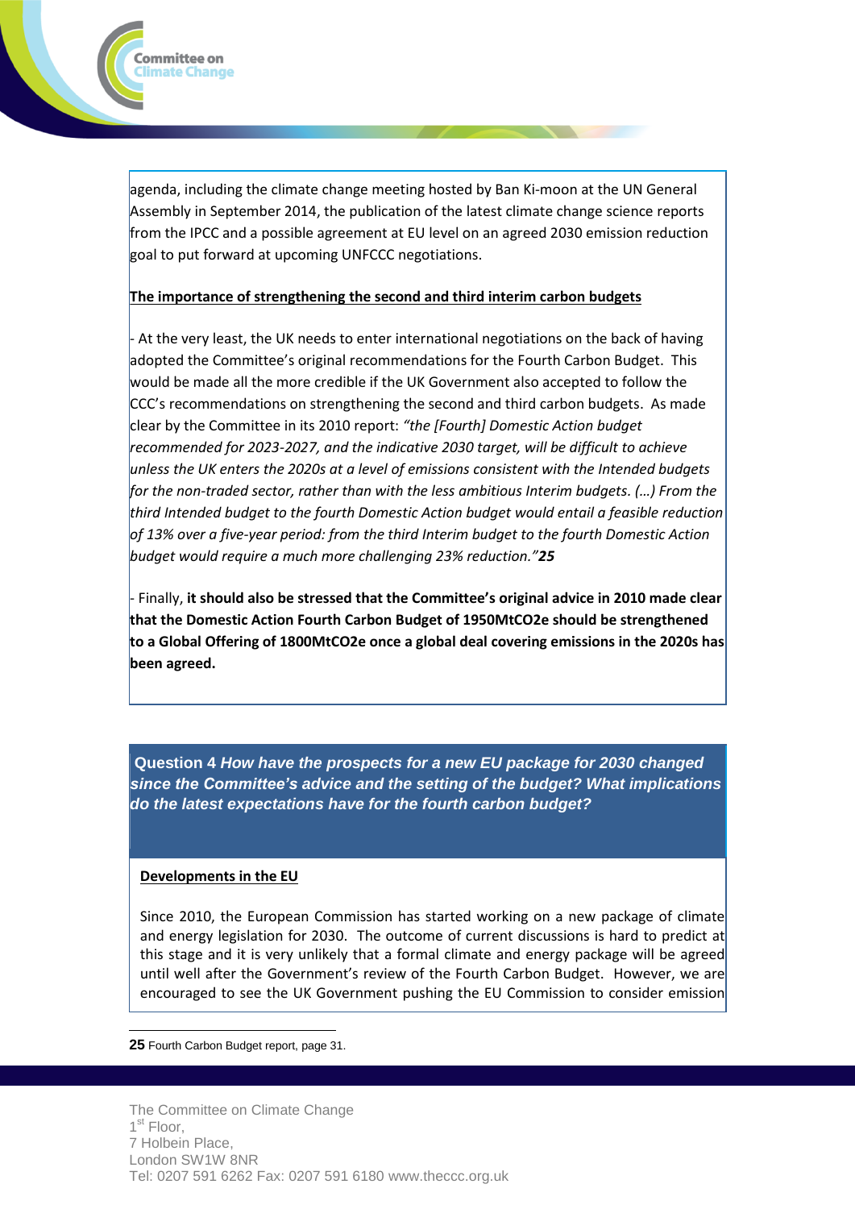agenda, including the climate change meeting hosted by Ban Ki-moon at the UN General Assembly in September 2014, the publication of the latest climate change science reports from the IPCC and a possible agreement at EU level on an agreed 2030 emission reduction goal to put forward at upcoming UNFCCC negotiations.

**The importance of strengthening the second and third interim carbon budgets**

- At the very least, the UK needs to enter international negotiations on the back of having adopted the Committee's original recommendations for the Fourth Carbon Budget. This would be made all the more credible if the UK Government also accepted to follow the CCC's recommendations on strengthening the second and third carbon budgets. As made clear by the Committee in its 2010 report: *"the [Fourth] Domestic Action budget recommended for 2023-2027, and the indicative 2030 target, will be difficult to achieve unless the UK enters the 2020s at a level of emissions consistent with the Intended budgets for the non-traded sector, rather than with the less ambitious Interim budgets. (…) From the third Intended budget to the fourth Domestic Action budget would entail a feasible reduction of 13% over a five-year period: from the third Interim budget to the fourth Domestic Action budget would require a much more challenging 23% reduction."*[25]

- Finally, **it should also be stressed that the Committee's original advice in 2010 made clear that the Domestic Action Fourth Carbon Budget of 1950MtCO2e should be strengthened to a Global Offering of 1800MtCO2e once a global deal covering emissions in the 2020s has been agreed.**

## Question 4 *How have the prospects for a new EU package for 2030 changed since the Committee's advice and the setting of the budget? What implications do the latest expectations have for the fourth carbon budget?*

**Developments in the EU**

Since 2010, the European Commission has started working on a new package of climate and energy legislation for 2030. The outcome of current discussions is hard to predict at this stage and it is very unlikely that a formal climate and energy package will be agreed until well after the Government's review of the Fourth Carbon Budget. However, we are encouraged to see the UK Government pushing the EU Commission to consider emission

[25] Fourth Carbon Budget report, page 31.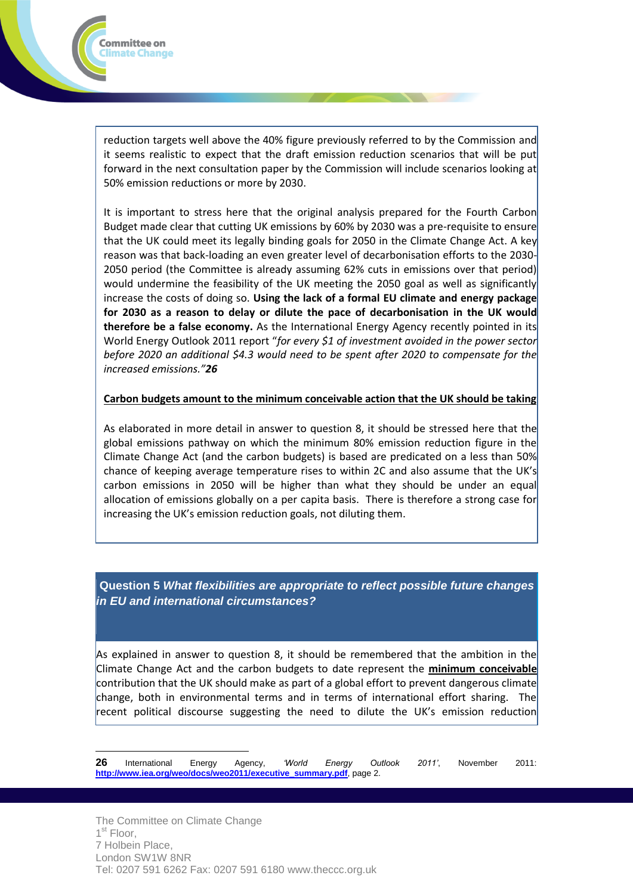reduction targets well above the 40% figure previously referred to by the Commission and it seems realistic to expect that the draft emission reduction scenarios that will be put forward in the next consultation paper by the Commission will include scenarios looking at 50% emission reductions or more by 2030.

It is important to stress here that the original analysis prepared for the Fourth Carbon Budget made clear that cutting UK emissions by 60% by 2030 was a pre-requisite to ensure that the UK could meet its legally binding goals for 2050 in the Climate Change Act. A key reason was that back-loading an even greater level of decarbonisation efforts to the 2030-2050 period (the Committee is already assuming 62% cuts in emissions over that period) would undermine the feasibility of the UK meeting the 2050 goal as well as significantly increase the costs of doing so. **Using the lack of a formal EU climate and energy package for 2030 as a reason to delay or dilute the pace of decarbonisation in the UK would therefore be a false economy.** As the International Energy Agency recently pointed in its World Energy Outlook 2011 report "*for every $1 of investment avoided in the power sector before 2020 an additional $4.3 would need to be spent after 2020 to compensate for the increased emissions.*"[26]

**<u>Carbon budgets amount to the minimum conceivable action that the UK should be taking</u>**

As elaborated in more detail in answer to question 8, it should be stressed here that the global emissions pathway on which the minimum 80% emission reduction figure in the Climate Change Act (and the carbon budgets) is based are predicated on a less than 50% chance of keeping average temperature rises to within 2C and also assume that the UK's carbon emissions in 2050 will be higher than what they should be under an equal allocation of emissions globally on a per capita basis. There is therefore a strong case for increasing the UK's emission reduction goals, not diluting them.

## Question 5 *What flexibilities are appropriate to reflect possible future changes in EU and international circumstances?*

As explained in answer to question 8, it should be remembered that the ambition in the Climate Change Act and the carbon budgets to date represent the **<u>minimum conceivable</u>** contribution that the UK should make as part of a global effort to prevent dangerous climate change, both in environmental terms and in terms of international effort sharing. The recent political discourse suggesting the need to dilute the UK's emission reduction

---

[26] International Energy Agency, *'World Energy Outlook 2011'*, November 2011: **http://www.iea.org/weo/docs/weo2011/executive_summary.pdf**, page 2.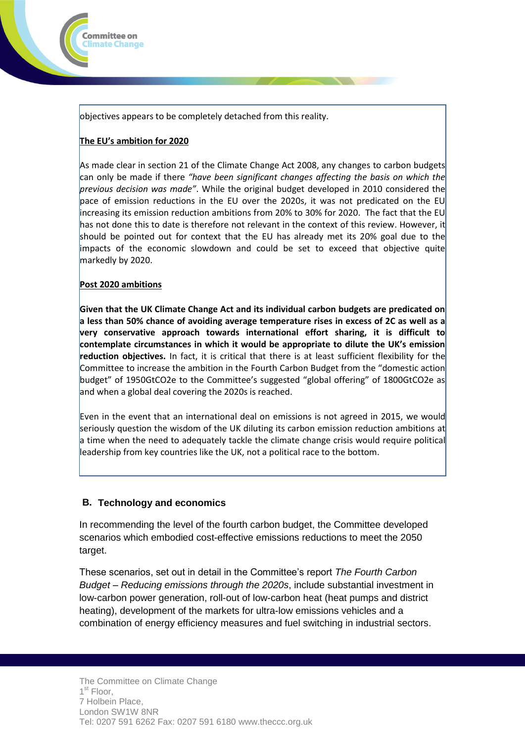objectives appears to be completely detached from this reality.

**The EU's ambition for 2020**

As made clear in section 21 of the Climate Change Act 2008, any changes to carbon budgets can only be made if there *"have been significant changes affecting the basis on which the previous decision was made"*. While the original budget developed in 2010 considered the pace of emission reductions in the EU over the 2020s, it was not predicated on the EU increasing its emission reduction ambitions from 20% to 30% for 2020. The fact that the EU has not done this to date is therefore not relevant in the context of this review. However, it should be pointed out for context that the EU has already met its 20% goal due to the impacts of the economic slowdown and could be set to exceed that objective quite markedly by 2020.

**Post 2020 ambitions**

**Given that the UK Climate Change Act and its individual carbon budgets are predicated on a less than 50% chance of avoiding average temperature rises in excess of 2C as well as a very conservative approach towards international effort sharing, it is difficult to contemplate circumstances in which it would be appropriate to dilute the UK's emission reduction objectives.** In fact, it is critical that there is at least sufficient flexibility for the Committee to increase the ambition in the Fourth Carbon Budget from the "domestic action budget" of 1950GtCO2e to the Committee's suggested "global offering" of 1800GtCO2e as and when a global deal covering the 2020s is reached.

Even in the event that an international deal on emissions is not agreed in 2015, we would seriously question the wisdom of the UK diluting its carbon emission reduction ambitions at a time when the need to adequately tackle the climate change crisis would require political leadership from key countries like the UK, not a political race to the bottom.

### B. Technology and economics

In recommending the level of the fourth carbon budget, the Committee developed scenarios which embodied cost-effective emissions reductions to meet the 2050 target.

These scenarios, set out in detail in the Committee's report *The Fourth Carbon Budget – Reducing emissions through the 2020s*, include substantial investment in low-carbon power generation, roll-out of low-carbon heat (heat pumps and district heating), development of the markets for ultra-low emissions vehicles and a combination of energy efficiency measures and fuel switching in industrial sectors.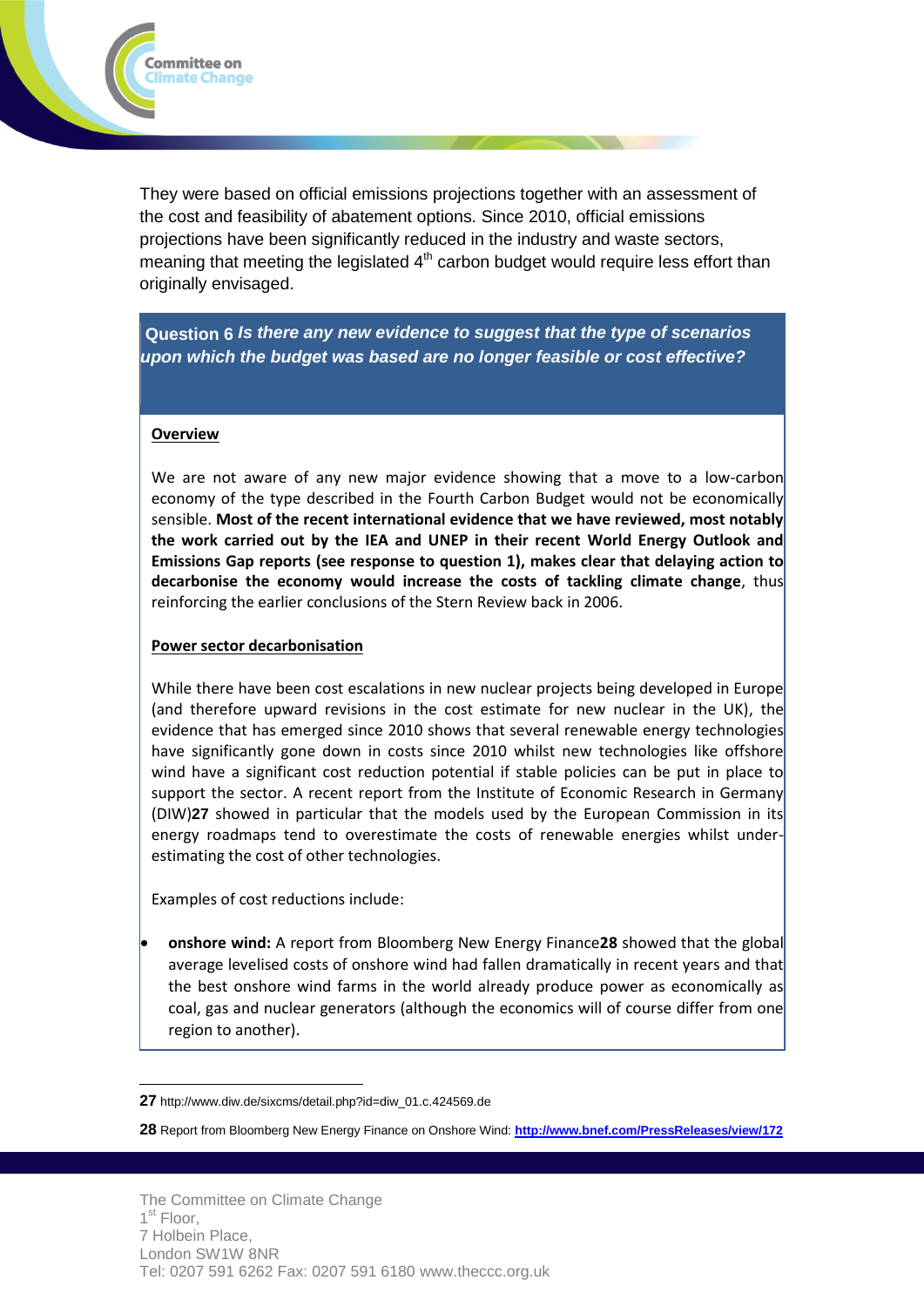They were based on official emissions projections together with an assessment of the cost and feasibility of abatement options. Since 2010, official emissions projections have been significantly reduced in the industry and waste sectors, meaning that meeting the legislated 4th carbon budget would require less effort than originally envisaged.

**Question 6** ***Is there any new evidence to suggest that the type of scenarios upon which the budget was based are no longer feasible or cost effective?***

**Overview**

We are not aware of any new major evidence showing that a move to a low-carbon economy of the type described in the Fourth Carbon Budget would not be economically sensible. **Most of the recent international evidence that we have reviewed, most notably the work carried out by the IEA and UNEP in their recent World Energy Outlook and Emissions Gap reports (see response to question 1), makes clear that delaying action to decarbonise the economy would increase the costs of tackling climate change**, thus reinforcing the earlier conclusions of the Stern Review back in 2006.

**Power sector decarbonisation**

While there have been cost escalations in new nuclear projects being developed in Europe (and therefore upward revisions in the cost estimate for new nuclear in the UK), the evidence that has emerged since 2010 shows that several renewable energy technologies have significantly gone down in costs since 2010 whilst new technologies like offshore wind have a significant cost reduction potential if stable policies can be put in place to support the sector. A recent report from the Institute of Economic Research in Germany (DIW)**27** showed in particular that the models used by the European Commission in its energy roadmaps tend to overestimate the costs of renewable energies whilst under-estimating the cost of other technologies.

Examples of cost reductions include:

- **onshore wind:** A report from Bloomberg New Energy Finance**28** showed that the global average levelised costs of onshore wind had fallen dramatically in recent years and that the best onshore wind farms in the world already produce power as economically as coal, gas and nuclear generators (although the economics will of course differ from one region to another).

---

**27** http://www.diw.de/sixcms/detail.php?id=diw_01.c.424569.de

**28** Report from Bloomberg New Energy Finance on Onshore Wind: **http://www.bnef.com/PressReleases/view/172**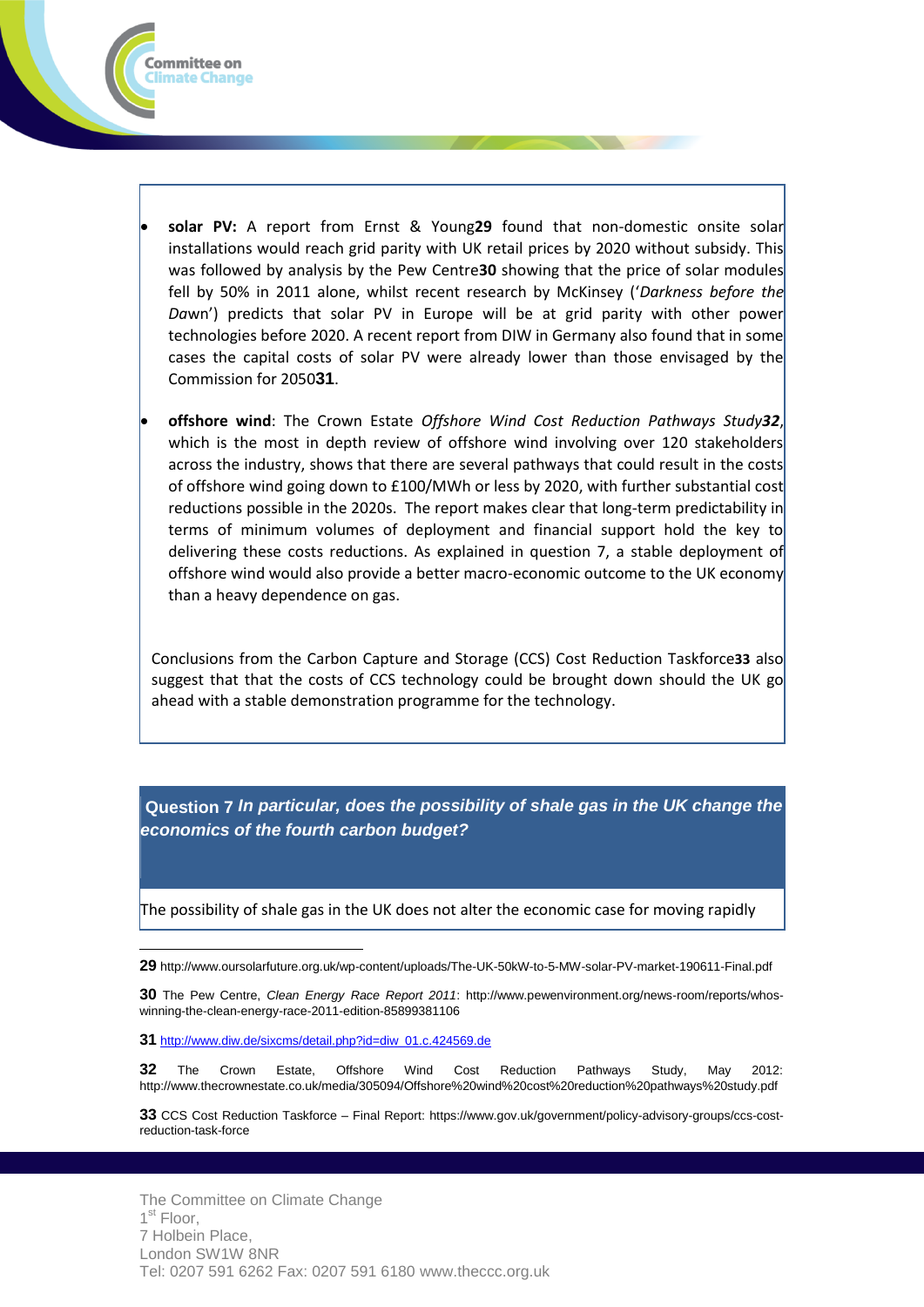- **solar PV:** A report from Ernst & Young[29] found that non-domestic onsite solar installations would reach grid parity with UK retail prices by 2020 without subsidy. This was followed by analysis by the Pew Centre[30] showing that the price of solar modules fell by 50% in 2011 alone, whilst recent research by McKinsey ('*Darkness before the Da*wn') predicts that solar PV in Europe will be at grid parity with other power technologies before 2020. A recent report from DIW in Germany also found that in some cases the capital costs of solar PV were already lower than those envisaged by the Commission for 2050[31].

- **offshore wind**: The Crown Estate *Offshore Wind Cost Reduction Pathways Study[32]*, which is the most in depth review of offshore wind involving over 120 stakeholders across the industry, shows that there are several pathways that could result in the costs of offshore wind going down to £100/MWh or less by 2020, with further substantial cost reductions possible in the 2020s. The report makes clear that long-term predictability in terms of minimum volumes of deployment and financial support hold the key to delivering these costs reductions. As explained in question 7, a stable deployment of offshore wind would also provide a better macro-economic outcome to the UK economy than a heavy dependence on gas.

Conclusions from the Carbon Capture and Storage (CCS) Cost Reduction Taskforce[33] also suggest that that the costs of CCS technology could be brought down should the UK go ahead with a stable demonstration programme for the technology.

**Question 7** ***In particular, does the possibility of shale gas in the UK change the economics of the fourth carbon budget?***

The possibility of shale gas in the UK does not alter the economic case for moving rapidly

---

**29** http://www.oursolarfuture.org.uk/wp-content/uploads/The-UK-50kW-to-5-MW-solar-PV-market-190611-Final.pdf

**30** The Pew Centre, *Clean Energy Race Report 2011*: http://www.pewenvironment.org/news-room/reports/whos-winning-the-clean-energy-race-2011-edition-85899381106

**31** http://www.diw.de/sixcms/detail.php?id=diw_01.c.424569.de

**32** The Crown Estate, Offshore Wind Cost Reduction Pathways Study, May 2012: http://www.thecrownestate.co.uk/media/305094/Offshore%20wind%20cost%20reduction%20pathways%20study.pdf

**33** CCS Cost Reduction Taskforce – Final Report: https://www.gov.uk/government/policy-advisory-groups/ccs-cost-reduction-task-force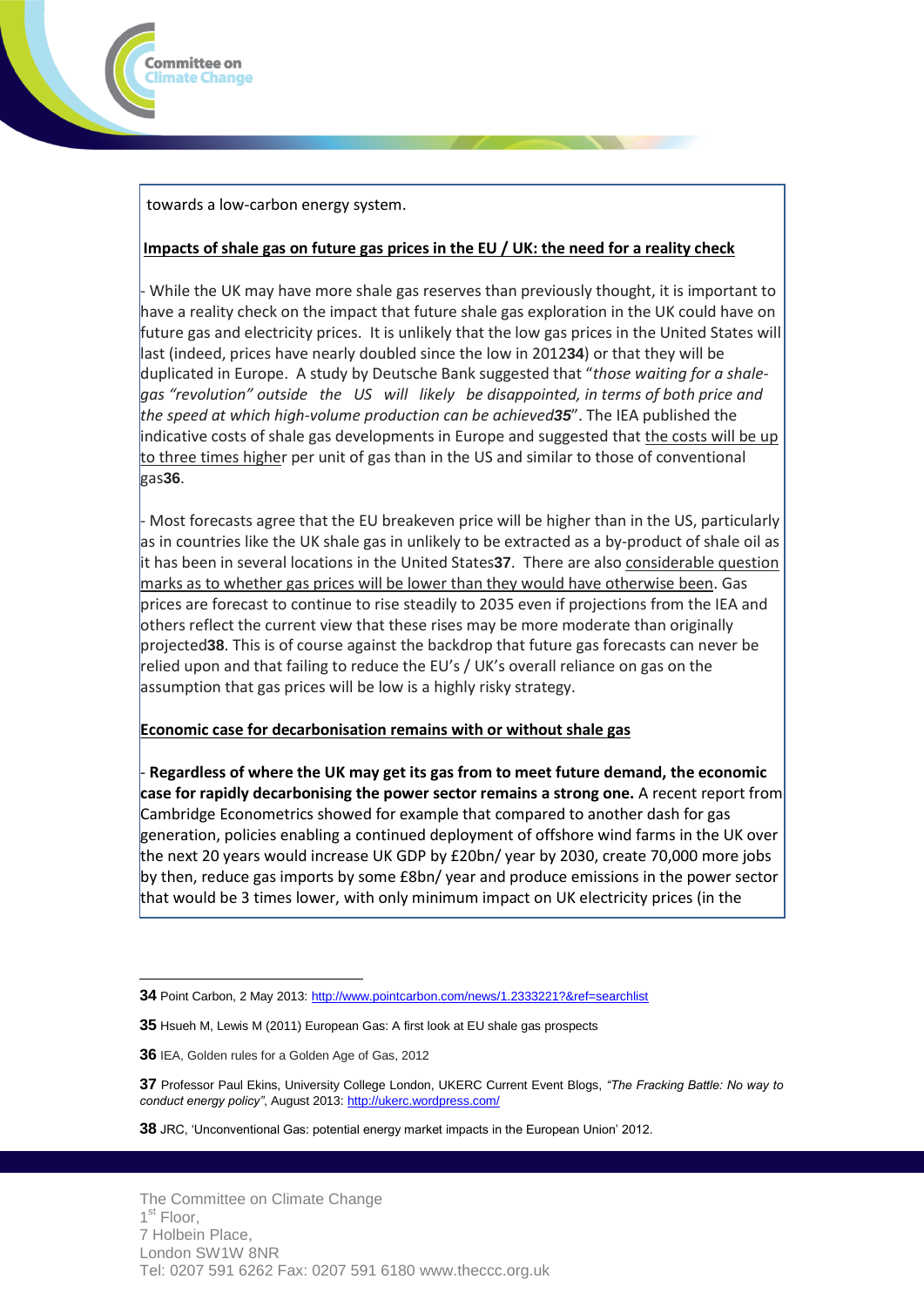towards a low-carbon energy system.

**Impacts of shale gas on future gas prices in the EU / UK: the need for a reality check**

- While the UK may have more shale gas reserves than previously thought, it is important to have a reality check on the impact that future shale gas exploration in the UK could have on future gas and electricity prices. It is unlikely that the low gas prices in the United States will last (indeed, prices have nearly doubled since the low in 2012[34]) or that they will be duplicated in Europe. A study by Deutsche Bank suggested that "*those waiting for a shale-gas "revolution" outside the US will likely be disappointed, in terms of both price and the speed at which high-volume production can be achieved*[35]". The IEA published the indicative costs of shale gas developments in Europe and suggested that the costs will be up to three times higher per unit of gas than in the US and similar to those of conventional gas[36].

- Most forecasts agree that the EU breakeven price will be higher than in the US, particularly as in countries like the UK shale gas in unlikely to be extracted as a by-product of shale oil as it has been in several locations in the United States[37]. There are also considerable question marks as to whether gas prices will be lower than they would have otherwise been. Gas prices are forecast to continue to rise steadily to 2035 even if projections from the IEA and others reflect the current view that these rises may be more moderate than originally projected[38]. This is of course against the backdrop that future gas forecasts can never be relied upon and that failing to reduce the EU's / UK's overall reliance on gas on the assumption that gas prices will be low is a highly risky strategy.

**Economic case for decarbonisation remains with or without shale gas**

- **Regardless of where the UK may get its gas from to meet future demand, the economic case for rapidly decarbonising the power sector remains a strong one.** A recent report from Cambridge Econometrics showed for example that compared to another dash for gas generation, policies enabling a continued deployment of offshore wind farms in the UK over the next 20 years would increase UK GDP by £20bn/ year by 2030, create 70,000 more jobs by then, reduce gas imports by some £8bn/ year and produce emissions in the power sector that would be 3 times lower, with only minimum impact on UK electricity prices (in the

---

**34** Point Carbon, 2 May 2013: http://www.pointcarbon.com/news/1.2333221?&ref=searchlist

**35** Hsueh M, Lewis M (2011) European Gas: A first look at EU shale gas prospects

**36** IEA, Golden rules for a Golden Age of Gas, 2012

**37** Professor Paul Ekins, University College London, UKERC Current Event Blogs, *"The Fracking Battle: No way to conduct energy policy"*, August 2013: http://ukerc.wordpress.com/

**38** JRC, 'Unconventional Gas: potential energy market impacts in the European Union' 2012.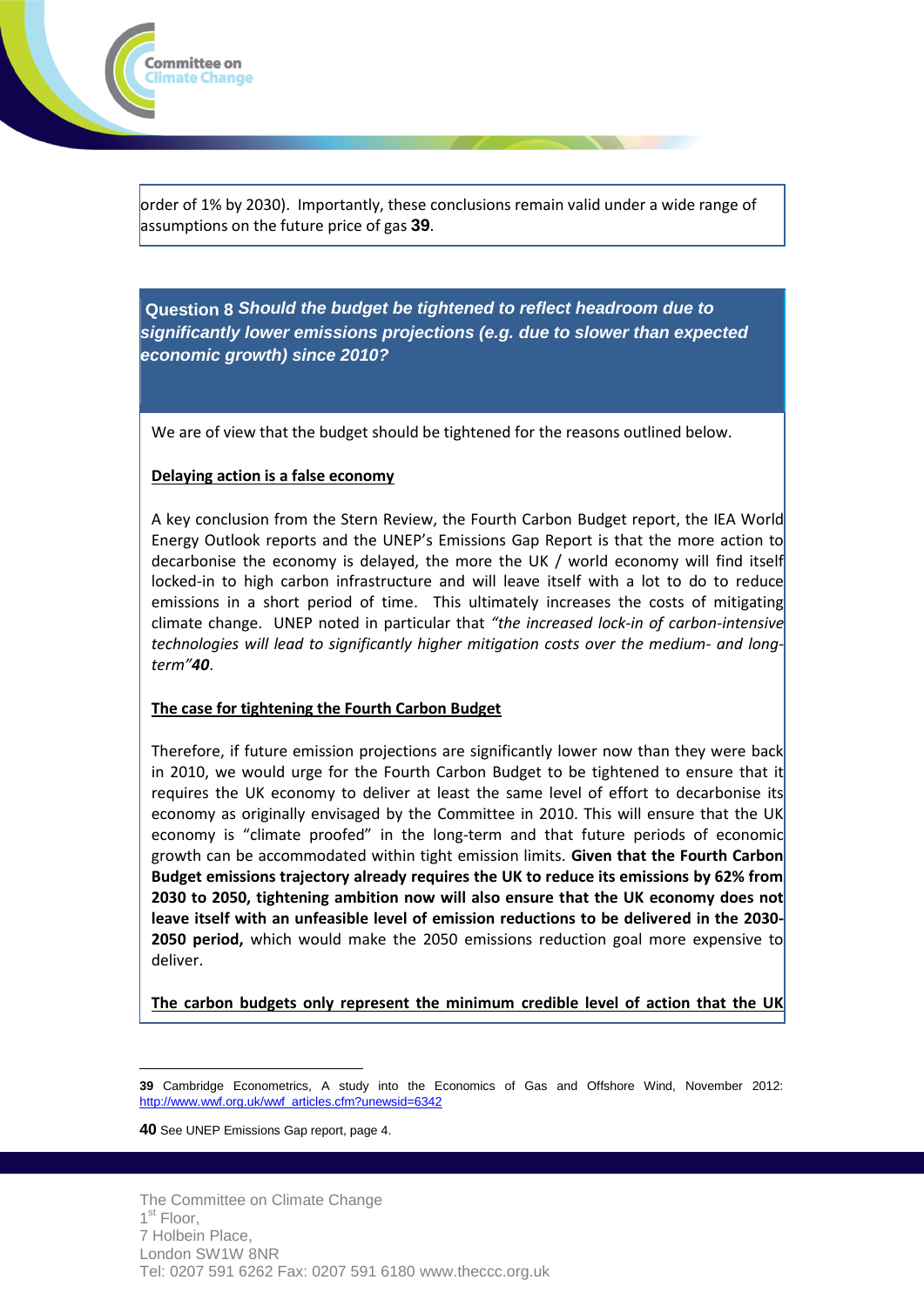order of 1% by 2030). Importantly, these conclusions remain valid under a wide range of assumptions on the future price of gas **39**.

**Question 8** ***Should the budget be tightened to reflect headroom due to significantly lower emissions projections (e.g. due to slower than expected economic growth) since 2010?***

We are of view that the budget should be tightened for the reasons outlined below.

**Delaying action is a false economy**

A key conclusion from the Stern Review, the Fourth Carbon Budget report, the IEA World Energy Outlook reports and the UNEP's Emissions Gap Report is that the more action to decarbonise the economy is delayed, the more the UK / world economy will find itself locked-in to high carbon infrastructure and will leave itself with a lot to do to reduce emissions in a short period of time. This ultimately increases the costs of mitigating climate change. UNEP noted in particular that *"the increased lock-in of carbon-intensive technologies will lead to significantly higher mitigation costs over the medium- and long-term"****40***.

**The case for tightening the Fourth Carbon Budget**

Therefore, if future emission projections are significantly lower now than they were back in 2010, we would urge for the Fourth Carbon Budget to be tightened to ensure that it requires the UK economy to deliver at least the same level of effort to decarbonise its economy as originally envisaged by the Committee in 2010. This will ensure that the UK economy is "climate proofed" in the long-term and that future periods of economic growth can be accommodated within tight emission limits. **Given that the Fourth Carbon Budget emissions trajectory already requires the UK to reduce its emissions by 62% from 2030 to 2050, tightening ambition now will also ensure that the UK economy does not leave itself with an unfeasible level of emission reductions to be delivered in the 2030-2050 period,** which would make the 2050 emissions reduction goal more expensive to deliver.

**The carbon budgets only represent the minimum credible level of action that the UK**

**39** Cambridge Econometrics, A study into the Economics of Gas and Offshore Wind, November 2012: http://www.wwf.org.uk/wwf_articles.cfm?unewsid=6342

**40** See UNEP Emissions Gap report, page 4.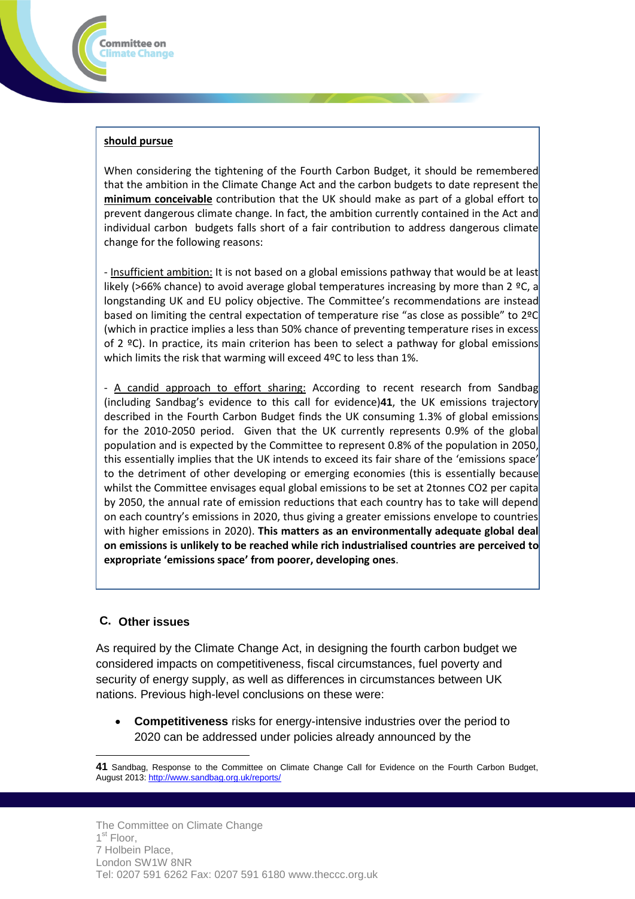**should pursue**

When considering the tightening of the Fourth Carbon Budget, it should be remembered that the ambition in the Climate Change Act and the carbon budgets to date represent the **minimum conceivable** contribution that the UK should make as part of a global effort to prevent dangerous climate change. In fact, the ambition currently contained in the Act and individual carbon budgets falls short of a fair contribution to address dangerous climate change for the following reasons:

- Insufficient ambition: It is not based on a global emissions pathway that would be at least likely (>66% chance) to avoid average global temperatures increasing by more than 2 ºC, a longstanding UK and EU policy objective. The Committee's recommendations are instead based on limiting the central expectation of temperature rise "as close as possible" to 2ºC (which in practice implies a less than 50% chance of preventing temperature rises in excess of 2 ºC). In practice, its main criterion has been to select a pathway for global emissions which limits the risk that warming will exceed 4ºC to less than 1%.

- A candid approach to effort sharing: According to recent research from Sandbag (including Sandbag's evidence to this call for evidence)**41**, the UK emissions trajectory described in the Fourth Carbon Budget finds the UK consuming 1.3% of global emissions for the 2010-2050 period. Given that the UK currently represents 0.9% of the global population and is expected by the Committee to represent 0.8% of the population in 2050, this essentially implies that the UK intends to exceed its fair share of the 'emissions space' to the detriment of other developing or emerging economies (this is essentially because whilst the Committee envisages equal global emissions to be set at 2tonnes CO2 per capita by 2050, the annual rate of emission reductions that each country has to take will depend on each country's emissions in 2020, thus giving a greater emissions envelope to countries with higher emissions in 2020). **This matters as an environmentally adequate global deal on emissions is unlikely to be reached while rich industrialised countries are perceived to expropriate 'emissions space' from poorer, developing ones**.

## C. Other issues

As required by the Climate Change Act, in designing the fourth carbon budget we considered impacts on competitiveness, fiscal circumstances, fuel poverty and security of energy supply, as well as differences in circumstances between UK nations. Previous high-level conclusions on these were:

- **Competitiveness** risks for energy-intensive industries over the period to 2020 can be addressed under policies already announced by the

---

**41** Sandbag, Response to the Committee on Climate Change Call for Evidence on the Fourth Carbon Budget, August 2013: http://www.sandbag.org.uk/reports/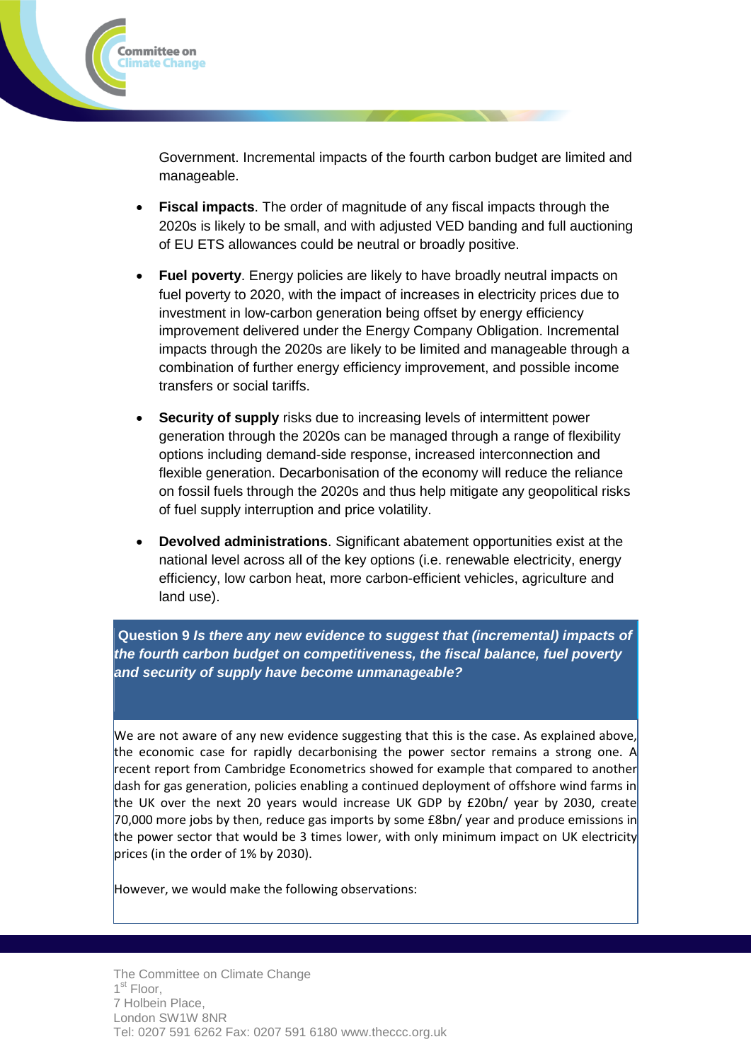Government. Incremental impacts of the fourth carbon budget are limited and manageable.

- **Fiscal impacts**. The order of magnitude of any fiscal impacts through the 2020s is likely to be small, and with adjusted VED banding and full auctioning of EU ETS allowances could be neutral or broadly positive.

- **Fuel poverty**. Energy policies are likely to have broadly neutral impacts on fuel poverty to 2020, with the impact of increases in electricity prices due to investment in low-carbon generation being offset by energy efficiency improvement delivered under the Energy Company Obligation. Incremental impacts through the 2020s are likely to be limited and manageable through a combination of further energy efficiency improvement, and possible income transfers or social tariffs.

- **Security of supply** risks due to increasing levels of intermittent power generation through the 2020s can be managed through a range of flexibility options including demand-side response, increased interconnection and flexible generation. Decarbonisation of the economy will reduce the reliance on fossil fuels through the 2020s and thus help mitigate any geopolitical risks of fuel supply interruption and price volatility.

- **Devolved administrations**. Significant abatement opportunities exist at the national level across all of the key options (i.e. renewable electricity, energy efficiency, low carbon heat, more carbon-efficient vehicles, agriculture and land use).

**Question 9** ***Is there any new evidence to suggest that (incremental) impacts of the fourth carbon budget on competitiveness, the fiscal balance, fuel poverty and security of supply have become unmanageable?***

We are not aware of any new evidence suggesting that this is the case. As explained above, the economic case for rapidly decarbonising the power sector remains a strong one. A recent report from Cambridge Econometrics showed for example that compared to another dash for gas generation, policies enabling a continued deployment of offshore wind farms in the UK over the next 20 years would increase UK GDP by £20bn/ year by 2030, create 70,000 more jobs by then, reduce gas imports by some £8bn/ year and produce emissions in the power sector that would be 3 times lower, with only minimum impact on UK electricity prices (in the order of 1% by 2030).

However, we would make the following observations: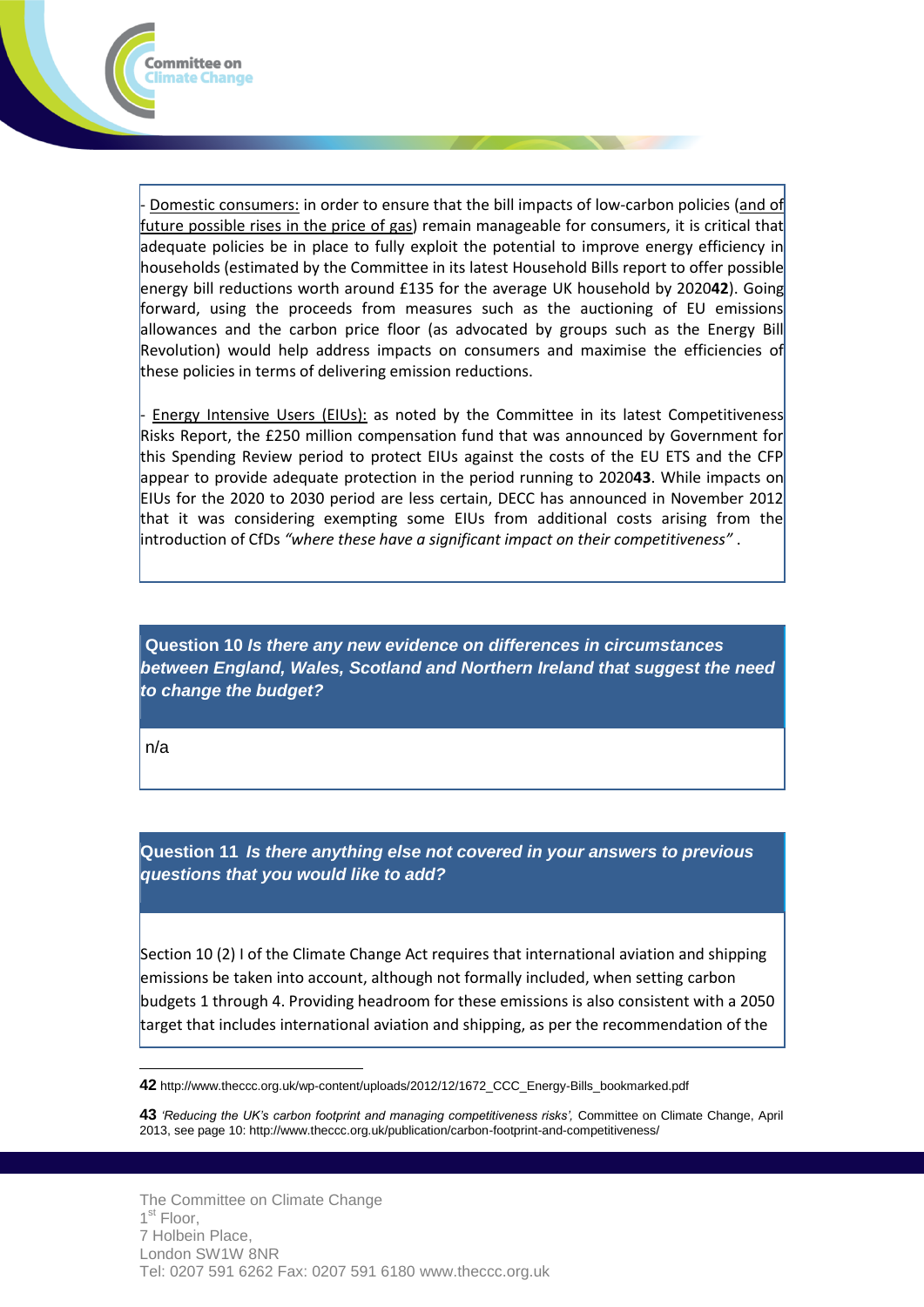- Domestic consumers: in order to ensure that the bill impacts of low-carbon policies (and of future possible rises in the price of gas) remain manageable for consumers, it is critical that adequate policies be in place to fully exploit the potential to improve energy efficiency in households (estimated by the Committee in its latest Household Bills report to offer possible energy bill reductions worth around £135 for the average UK household by 2020[42]). Going forward, using the proceeds from measures such as the auctioning of EU emissions allowances and the carbon price floor (as advocated by groups such as the Energy Bill Revolution) would help address impacts on consumers and maximise the efficiencies of these policies in terms of delivering emission reductions.

- Energy Intensive Users (EIUs): as noted by the Committee in its latest Competitiveness Risks Report, the £250 million compensation fund that was announced by Government for this Spending Review period to protect EIUs against the costs of the EU ETS and the CFP appear to provide adequate protection in the period running to 2020[43]. While impacts on EIUs for the 2020 to 2030 period are less certain, DECC has announced in November 2012 that it was considering exempting some EIUs from additional costs arising from the introduction of CfDs *"where these have a significant impact on their competitiveness"* .

**Question 10** ***Is there any new evidence on differences in circumstances between England, Wales, Scotland and Northern Ireland that suggest the need to change the budget?***

n/a

**Question 11** ***Is there anything else not covered in your answers to previous questions that you would like to add?***

Section 10 (2) I of the Climate Change Act requires that international aviation and shipping emissions be taken into account, although not formally included, when setting carbon budgets 1 through 4. Providing headroom for these emissions is also consistent with a 2050 target that includes international aviation and shipping, as per the recommendation of the

---

**42** http://www.theccc.org.uk/wp-content/uploads/2012/12/1672_CCC_Energy-Bills_bookmarked.pdf

**43** *'Reducing the UK's carbon footprint and managing competitiveness risks',* Committee on Climate Change, April 2013, see page 10: http://www.theccc.org.uk/publication/carbon-footprint-and-competitiveness/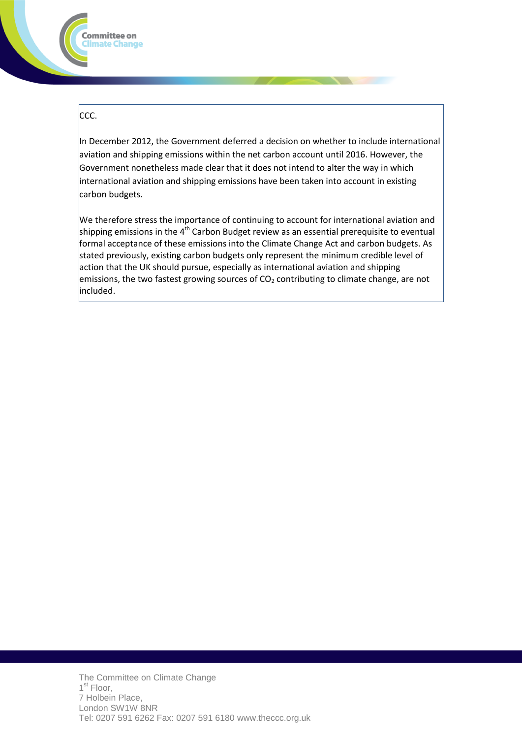CCC.

In December 2012, the Government deferred a decision on whether to include international aviation and shipping emissions within the net carbon account until 2016. However, the Government nonetheless made clear that it does not intend to alter the way in which international aviation and shipping emissions have been taken into account in existing carbon budgets.

We therefore stress the importance of continuing to account for international aviation and shipping emissions in the 4th Carbon Budget review as an essential prerequisite to eventual formal acceptance of these emissions into the Climate Change Act and carbon budgets. As stated previously, existing carbon budgets only represent the minimum credible level of action that the UK should pursue, especially as international aviation and shipping emissions, the two fastest growing sources of $CO_2$ contributing to climate change, are not included.